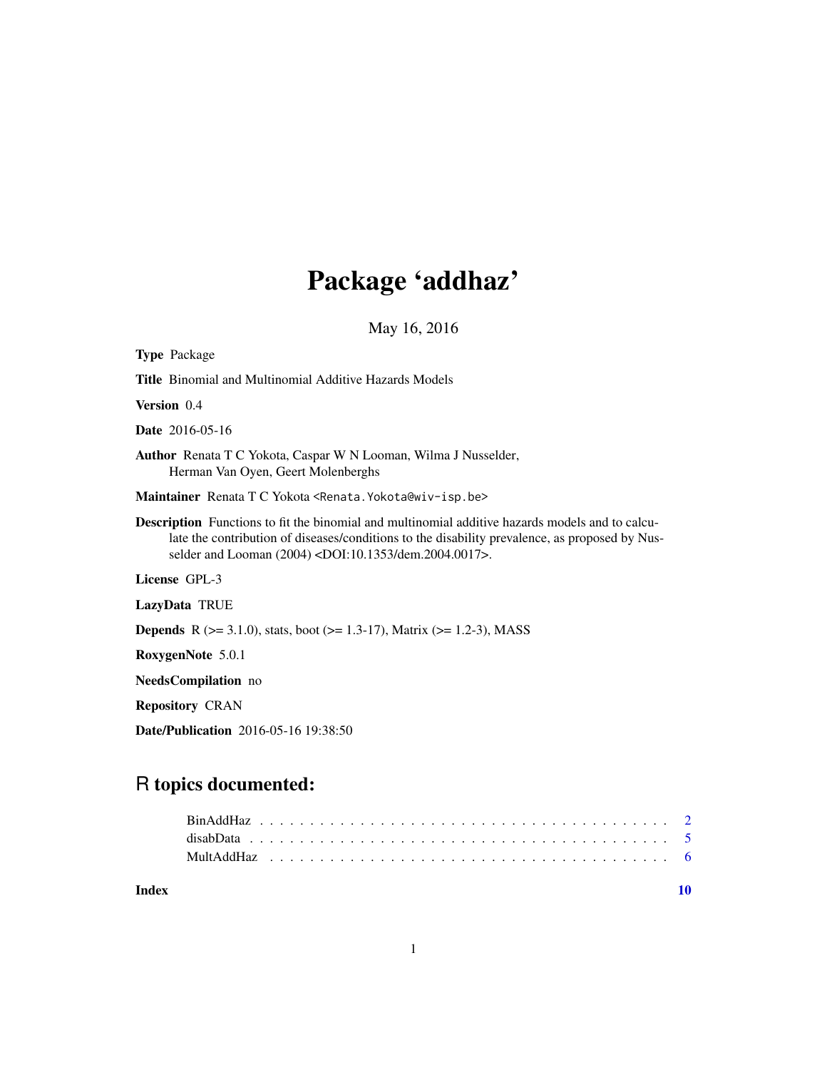# Package 'addhaz'

May 16, 2016

**Type** Package

**Title** Binomial and Multinomial Additive Hazards Models

**Version** 0.4

**Date** 2016-05-16

**Author** Renata T C Yokota, Caspar W N Looman, Wilma J Nusselder, Herman Van Oyen, Geert Molenberghs

**Maintainer** Renata T C Yokota <Renata.Yokota@wiv-isp.be>

**Description** Functions to fit the binomial and multinomial additive hazards models and to calculate the contribution of diseases/conditions to the disability prevalence, as proposed by Nusselder and Looman (2004) <DOI:10.1353/dem.2004.0017>.

**License** GPL-3

**LazyData** TRUE

**Depends** R (>= 3.1.0), stats, boot (>= 1.3-17), Matrix (>= 1.2-3), MASS

**RoxygenNote** 5.0.1

**NeedsCompilation** no

**Repository** CRAN

**Date/Publication** 2016-05-16 19:38:50

## R topics documented:

| | |
|---|---|
| BinAddHaz | 2 |
| disabData | 5 |
| MultAddHaz | 6 |
| **Index** | **10** |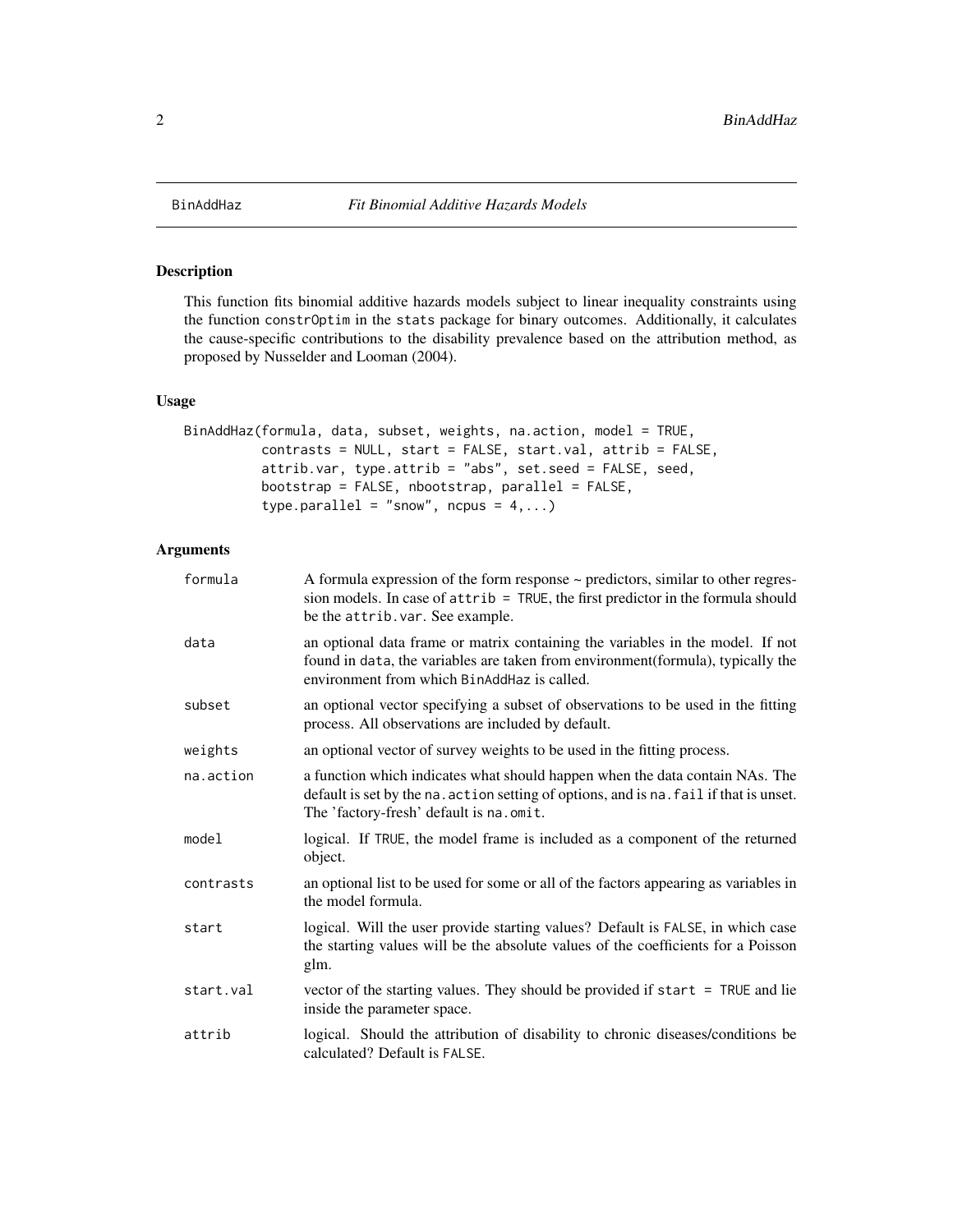# BinAddHaz *Fit Binomial Additive Hazards Models*

## Description

This function fits binomial additive hazards models subject to linear inequality constraints using the function constrOptim in the stats package for binary outcomes. Additionally, it calculates the cause-specific contributions to the disability prevalence based on the attribution method, as proposed by Nusselder and Looman (2004).

## Usage

```
BinAddHaz(formula, data, subset, weights, na.action, model = TRUE,
          contrasts = NULL, start = FALSE, start.val, attrib = FALSE,
          attrib.var, type.attrib = "abs", set.seed = FALSE, seed,
          bootstrap = FALSE, nbootstrap, parallel = FALSE,
          type.parallel = "snow", ncpus = 4,...)
```

## Arguments

| | |
|---|---|
| formula | A formula expression of the form response ~ predictors, similar to other regression models. In case of attrib = TRUE, the first predictor in the formula should be the attrib.var. See example. |
| data | an optional data frame or matrix containing the variables in the model. If not found in data, the variables are taken from environment(formula), typically the environment from which BinAddHaz is called. |
| subset | an optional vector specifying a subset of observations to be used in the fitting process. All observations are included by default. |
| weights | an optional vector of survey weights to be used in the fitting process. |
| na.action | a function which indicates what should happen when the data contain NAs. The default is set by the na.action setting of options, and is na.fail if that is unset. The 'factory-fresh' default is na.omit. |
| model | logical. If TRUE, the model frame is included as a component of the returned object. |
| contrasts | an optional list to be used for some or all of the factors appearing as variables in the model formula. |
| start | logical. Will the user provide starting values? Default is FALSE, in which case the starting values will be the absolute values of the coefficients for a Poisson glm. |
| start.val | vector of the starting values. They should be provided if start = TRUE and lie inside the parameter space. |
| attrib | logical. Should the attribution of disability to chronic diseases/conditions be calculated? Default is FALSE. |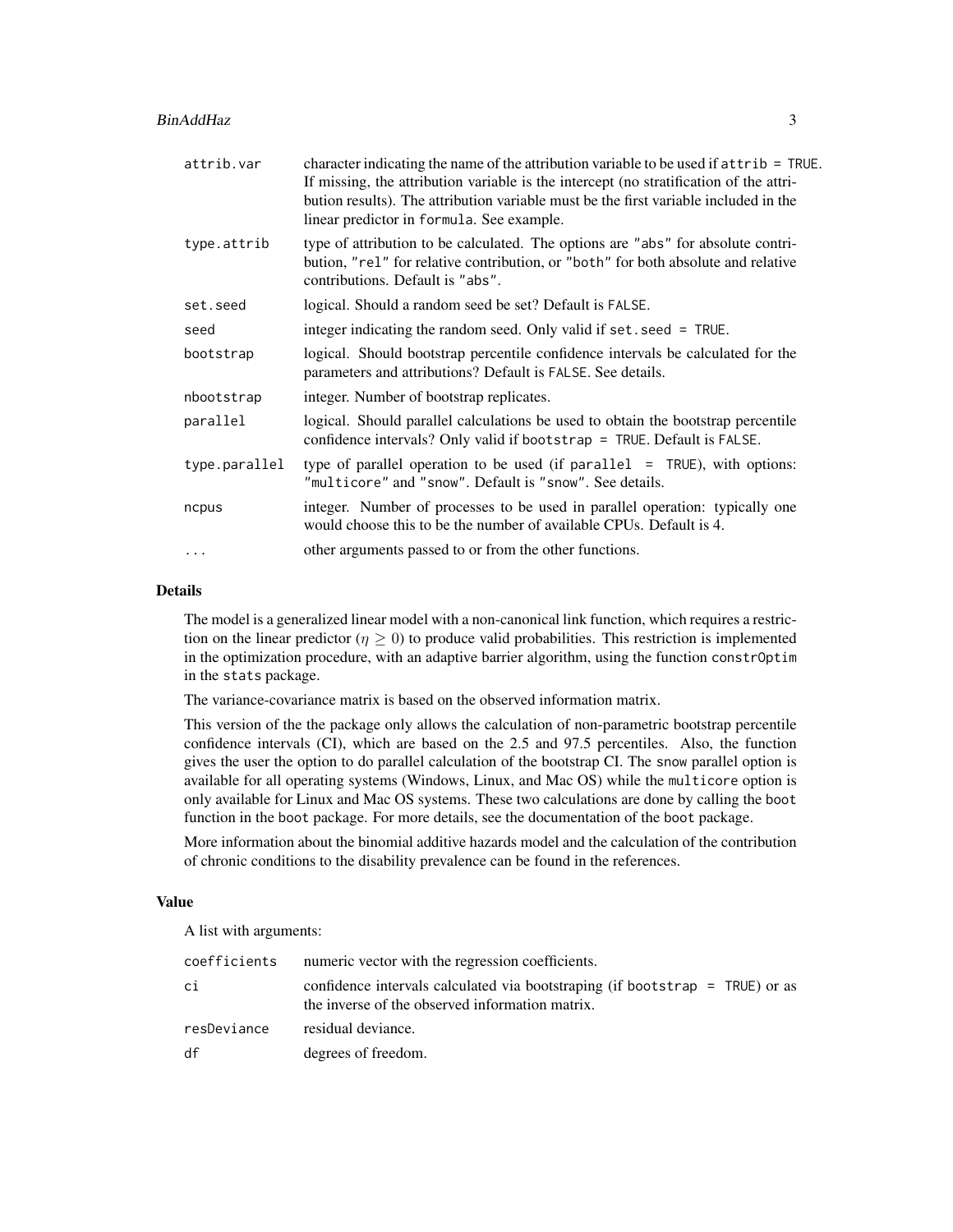| | |
|---|---|
| `attrib.var` | character indicating the name of the attribution variable to be used if `attrib = TRUE`. If missing, the attribution variable is the intercept (no stratification of the attribution results). The attribution variable must be the first variable included in the linear predictor in `formula`. See example. |
| `type.attrib` | type of attribution to be calculated. The options are `"abs"` for absolute contribution, `"rel"` for relative contribution, or `"both"` for both absolute and relative contributions. Default is `"abs"`. |
| `set.seed` | logical. Should a random seed be set? Default is `FALSE`. |
| `seed` | integer indicating the random seed. Only valid if `set.seed = TRUE`. |
| `bootstrap` | logical. Should bootstrap percentile confidence intervals be calculated for the parameters and attributions? Default is `FALSE`. See details. |
| `nbootstrap` | integer. Number of bootstrap replicates. |
| `parallel` | logical. Should parallel calculations be used to obtain the bootstrap percentile confidence intervals? Only valid if `bootstrap = TRUE`. Default is `FALSE`. |
| `type.parallel` | type of parallel operation to be used (if `parallel = TRUE`), with options: `"multicore"` and `"snow"`. Default is `"snow"`. See details. |
| `ncpus` | integer. Number of processes to be used in parallel operation: typically one would choose this to be the number of available CPUs. Default is 4. |
| `...` | other arguments passed to or from the other functions. |

## Details

The model is a generalized linear model with a non-canonical link function, which requires a restriction on the linear predictor ($\eta \geq 0$) to produce valid probabilities. This restriction is implemented in the optimization procedure, with an adaptive barrier algorithm, using the function `constrOptim` in the `stats` package.

The variance-covariance matrix is based on the observed information matrix.

This version of the the package only allows the calculation of non-parametric bootstrap percentile confidence intervals (CI), which are based on the 2.5 and 97.5 percentiles. Also, the function gives the user the option to do parallel calculation of the bootstrap CI. The `snow` parallel option is available for all operating systems (Windows, Linux, and Mac OS) while the `multicore` option is only available for Linux and Mac OS systems. These two calculations are done by calling the `boot` function in the `boot` package. For more details, see the documentation of the `boot` package.

More information about the binomial additive hazards model and the calculation of the contribution of chronic conditions to the disability prevalence can be found in the references.

## Value

A list with arguments:

| | |
|---|---|
| `coefficients` | numeric vector with the regression coefficients. |
| `ci` | confidence intervals calculated via bootstraping (if `bootstrap = TRUE`) or as the inverse of the observed information matrix. |
| `resDeviance` | residual deviance. |
| `df` | degrees of freedom. |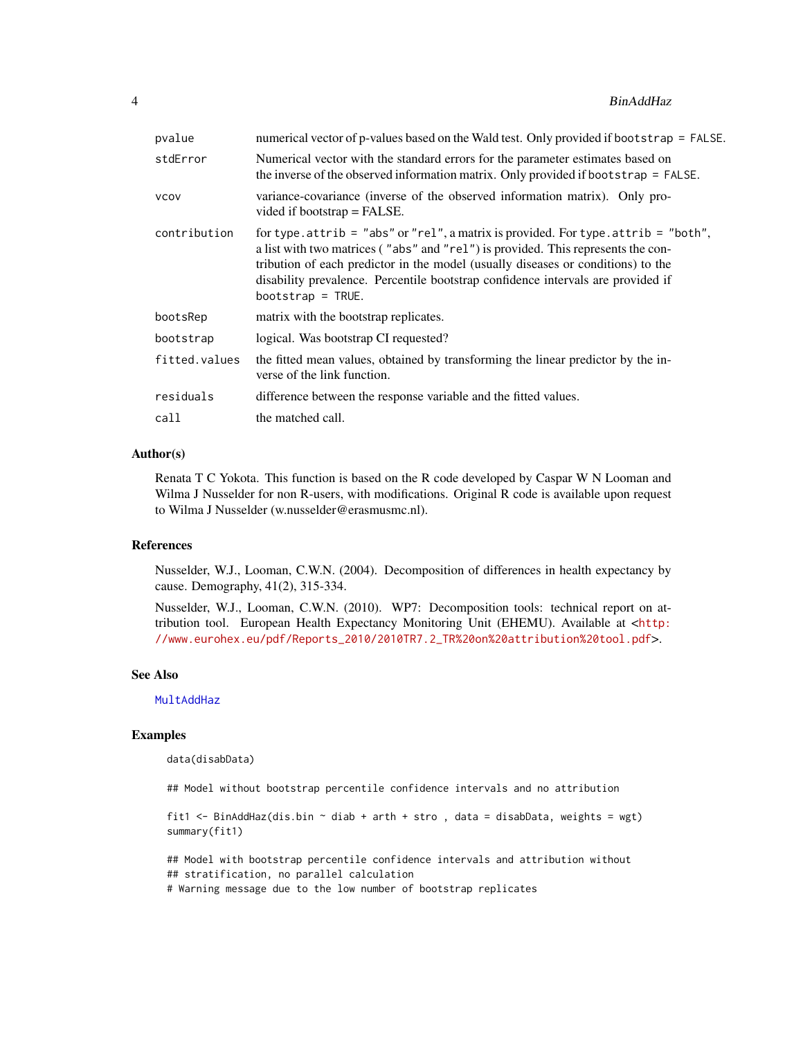| | |
|---|---|
| pvalue | numerical vector of p-values based on the Wald test. Only provided if `bootstrap = FALSE`. |
| stdError | Numerical vector with the standard errors for the parameter estimates based on the inverse of the observed information matrix. Only provided if `bootstrap = FALSE`. |
| vcov | variance-covariance (inverse of the observed information matrix). Only provided if bootstrap = FALSE. |
| contribution | for `type.attrib = "abs"` or `"rel"`, a matrix is provided. For `type.attrib = "both"`, a list with two matrices ( `"abs"` and `"rel"`) is provided. This represents the contribution of each predictor in the model (usually diseases or conditions) to the disability prevalence. Percentile bootstrap confidence intervals are provided if `bootstrap = TRUE`. |
| bootsRep | matrix with the bootstrap replicates. |
| bootstrap | logical. Was bootstrap CI requested? |
| fitted.values | the fitted mean values, obtained by transforming the linear predictor by the inverse of the link function. |
| residuals | difference between the response variable and the fitted values. |
| call | the matched call. |

## Author(s)

Renata T C Yokota. This function is based on the R code developed by Caspar W N Looman and Wilma J Nusselder for non R-users, with modifications. Original R code is available upon request to Wilma J Nusselder (w.nusselder@erasmusmc.nl).

## References

Nusselder, W.J., Looman, C.W.N. (2004). Decomposition of differences in health expectancy by cause. Demography, 41(2), 315-334.

Nusselder, W.J., Looman, C.W.N. (2010). WP7: Decomposition tools: technical report on attribution tool. European Health Expectancy Monitoring Unit (EHEMU). Available at <http://www.eurohex.eu/pdf/Reports_2010/2010TR7.2_TR%20on%20attribution%20tool.pdf>.

## See Also

MultAddHaz

## Examples

```
data(disabData)

## Model without bootstrap percentile confidence intervals and no attribution

fit1 <- BinAddHaz(dis.bin ~ diab + arth + stro , data = disabData, weights = wgt)
summary(fit1)

## Model with bootstrap percentile confidence intervals and attribution without
## stratification, no parallel calculation
# Warning message due to the low number of bootstrap replicates
```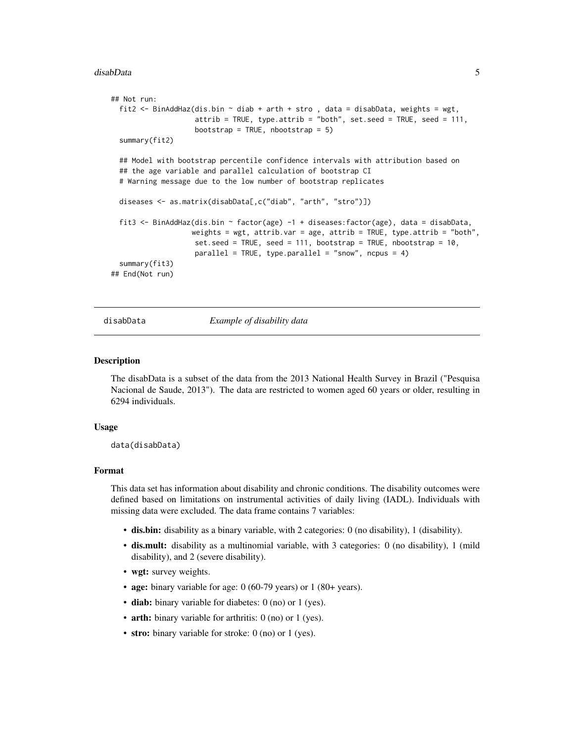```
## Not run:
  fit2 <- BinAddHaz(dis.bin ~ diab + arth + stro , data = disabData, weights = wgt,
                    attrib = TRUE, type.attrib = "both", set.seed = TRUE, seed = 111,
                    bootstrap = TRUE, nbootstrap = 5)
  summary(fit2)

  ## Model with bootstrap percentile confidence intervals with attribution based on
  ## the age variable and parallel calculation of bootstrap CI
  # Warning message due to the low number of bootstrap replicates

  diseases <- as.matrix(disabData[,c("diab", "arth", "stro")])

  fit3 <- BinAddHaz(dis.bin ~ factor(age) -1 + diseases:factor(age), data = disabData,
                   weights = wgt, attrib.var = age, attrib = TRUE, type.attrib = "both",
                    set.seed = TRUE, seed = 111, bootstrap = TRUE, nbootstrap = 10,
                    parallel = TRUE, type.parallel = "snow", ncpus = 4)
  summary(fit3)
## End(Not run)
```

---

## disabData — *Example of disability data*

### Description

The disabData is a subset of the data from the 2013 National Health Survey in Brazil ("Pesquisa Nacional de Saude, 2013"). The data are restricted to women aged 60 years or older, resulting in 6294 individuals.

### Usage

```
data(disabData)
```

### Format

This data set has information about disability and chronic conditions. The disability outcomes were defined based on limitations on instrumental activities of daily living (IADL). Individuals with missing data were excluded. The data frame contains 7 variables:

- **dis.bin:** disability as a binary variable, with 2 categories: 0 (no disability), 1 (disability).
- **dis.mult:** disability as a multinomial variable, with 3 categories: 0 (no disability), 1 (mild disability), and 2 (severe disability).
- **wgt:** survey weights.
- **age:** binary variable for age: 0 (60-79 years) or 1 (80+ years).
- **diab:** binary variable for diabetes: 0 (no) or 1 (yes).
- **arth:** binary variable for arthritis: 0 (no) or 1 (yes).
- **stro:** binary variable for stroke: 0 (no) or 1 (yes).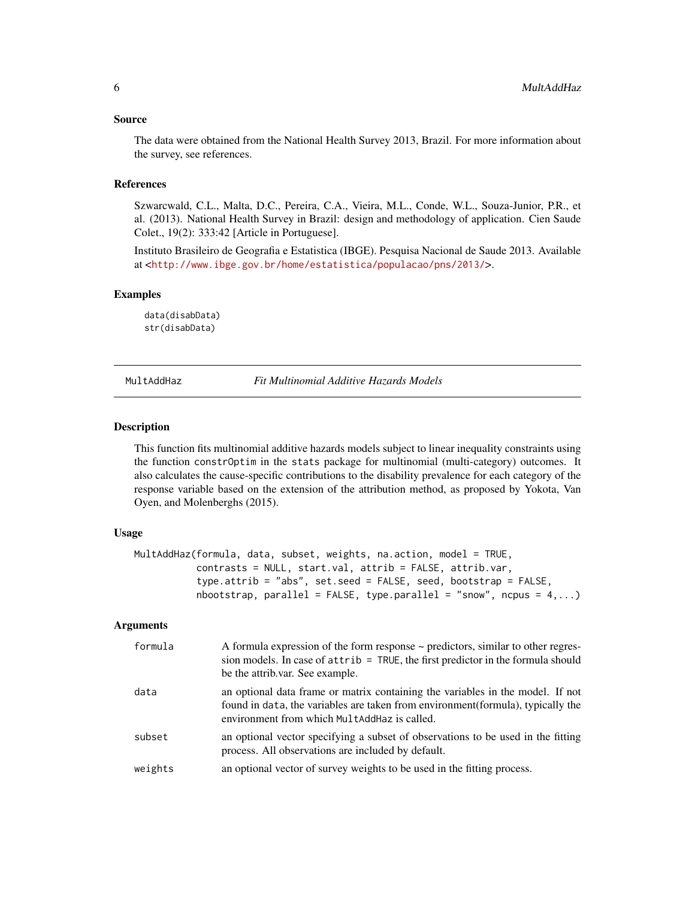### Source

The data were obtained from the National Health Survey 2013, Brazil. For more information about the survey, see references.

### References

Szwarcwald, C.L., Malta, D.C., Pereira, C.A., Vieira, M.L., Conde, W.L., Souza-Junior, P.R., et al. (2013). National Health Survey in Brazil: design and methodology of application. Cien Saude Colet., 19(2): 333:42 [Article in Portuguese].

Instituto Brasileiro de Geografia e Estatistica (IBGE). Pesquisa Nacional de Saude 2013. Available at <http://www.ibge.gov.br/home/estatistica/populacao/pns/2013/>.

### Examples

```
data(disabData)
str(disabData)
```

---

## MultAddHaz — *Fit Multinomial Additive Hazards Models*

### Description

This function fits multinomial additive hazards models subject to linear inequality constraints using the function `constrOptim` in the `stats` package for multinomial (multi-category) outcomes. It also calculates the cause-specific contributions to the disability prevalence for each category of the response variable based on the extension of the attribution method, as proposed by Yokota, Van Oyen, and Molenberghs (2015).

### Usage

```
MultAddHaz(formula, data, subset, weights, na.action, model = TRUE,
           contrasts = NULL, start.val, attrib = FALSE, attrib.var,
           type.attrib = "abs", set.seed = FALSE, seed, bootstrap = FALSE,
           nbootstrap, parallel = FALSE, type.parallel = "snow", ncpus = 4,...)
```

### Arguments

| | |
|---|---|
| `formula` | A formula expression of the form response ~ predictors, similar to other regression models. In case of `attrib = TRUE`, the first predictor in the formula should be the attrib.var. See example. |
| `data` | an optional data frame or matrix containing the variables in the model. If not found in `data`, the variables are taken from environment(formula), typically the environment from which `MultAddHaz` is called. |
| `subset` | an optional vector specifying a subset of observations to be used in the fitting process. All observations are included by default. |
| `weights` | an optional vector of survey weights to be used in the fitting process. |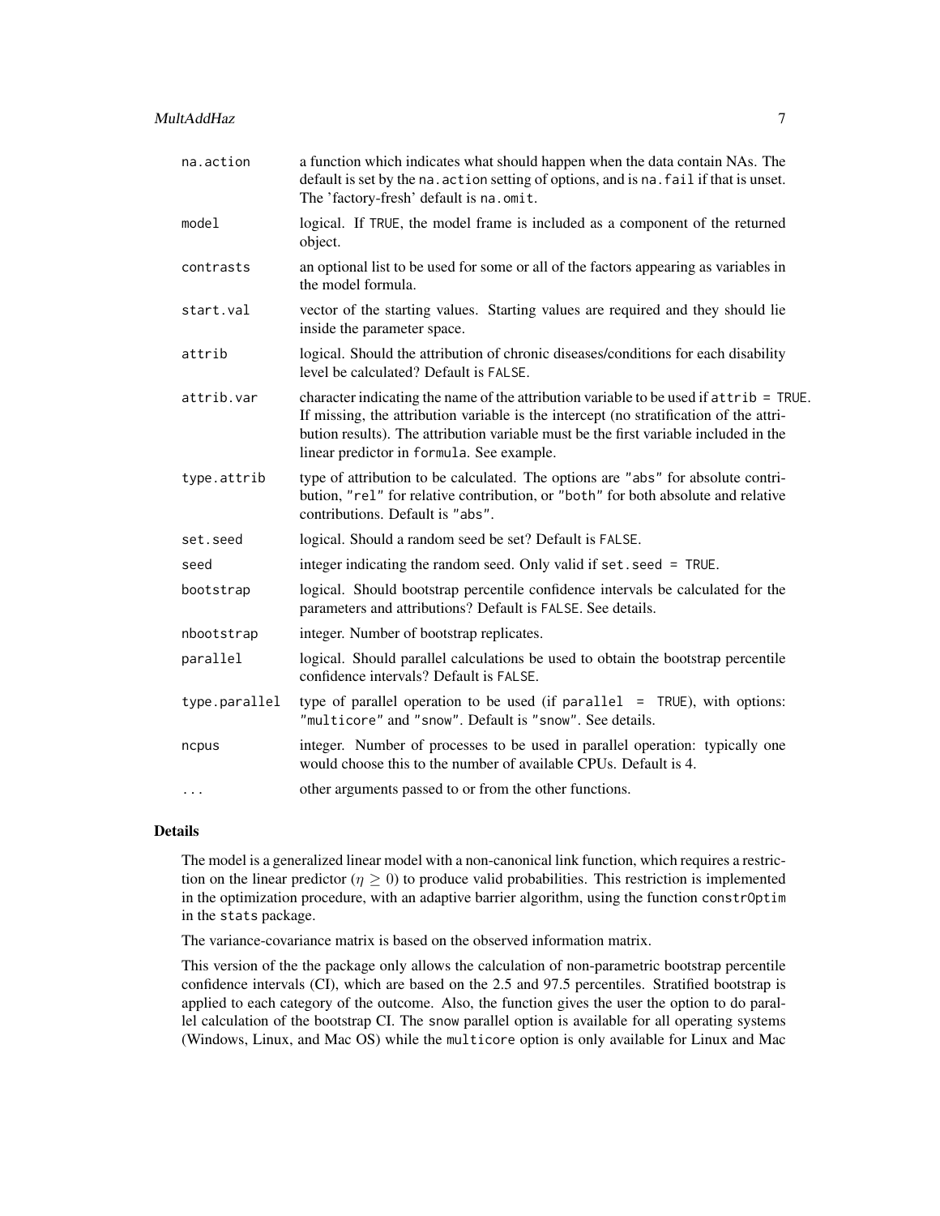| | |
|---|---|
| `na.action` | a function which indicates what should happen when the data contain NAs. The default is set by the `na.action` setting of options, and is `na.fail` if that is unset. The 'factory-fresh' default is `na.omit`. |
| `model` | logical. If `TRUE`, the model frame is included as a component of the returned object. |
| `contrasts` | an optional list to be used for some or all of the factors appearing as variables in the model formula. |
| `start.val` | vector of the starting values. Starting values are required and they should lie inside the parameter space. |
| `attrib` | logical. Should the attribution of chronic diseases/conditions for each disability level be calculated? Default is `FALSE`. |
| `attrib.var` | character indicating the name of the attribution variable to be used if `attrib = TRUE`. If missing, the attribution variable is the intercept (no stratification of the attribution results). The attribution variable must be the first variable included in the linear predictor in `formula`. See example. |
| `type.attrib` | type of attribution to be calculated. The options are `"abs"` for absolute contribution, `"rel"` for relative contribution, or `"both"` for both absolute and relative contributions. Default is `"abs"`. |
| `set.seed` | logical. Should a random seed be set? Default is `FALSE`. |
| `seed` | integer indicating the random seed. Only valid if `set.seed = TRUE`. |
| `bootstrap` | logical. Should bootstrap percentile confidence intervals be calculated for the parameters and attributions? Default is `FALSE`. See details. |
| `nbootstrap` | integer. Number of bootstrap replicates. |
| `parallel` | logical. Should parallel calculations be used to obtain the bootstrap percentile confidence intervals? Default is `FALSE`. |
| `type.parallel` | type of parallel operation to be used (if `parallel = TRUE`), with options: `"multicore"` and `"snow"`. Default is `"snow"`. See details. |
| `ncpus` | integer. Number of processes to be used in parallel operation: typically one would choose this to the number of available CPUs. Default is 4. |
| `...` | other arguments passed to or from the other functions. |

## Details

The model is a generalized linear model with a non-canonical link function, which requires a restriction on the linear predictor ($\eta \geq 0$) to produce valid probabilities. This restriction is implemented in the optimization procedure, with an adaptive barrier algorithm, using the function `constrOptim` in the `stats` package.

The variance-covariance matrix is based on the observed information matrix.

This version of the the package only allows the calculation of non-parametric bootstrap percentile confidence intervals (CI), which are based on the 2.5 and 97.5 percentiles. Stratified bootstrap is applied to each category of the outcome. Also, the function gives the user the option to do parallel calculation of the bootstrap CI. The `snow` parallel option is available for all operating systems (Windows, Linux, and Mac OS) while the `multicore` option is only available for Linux and Mac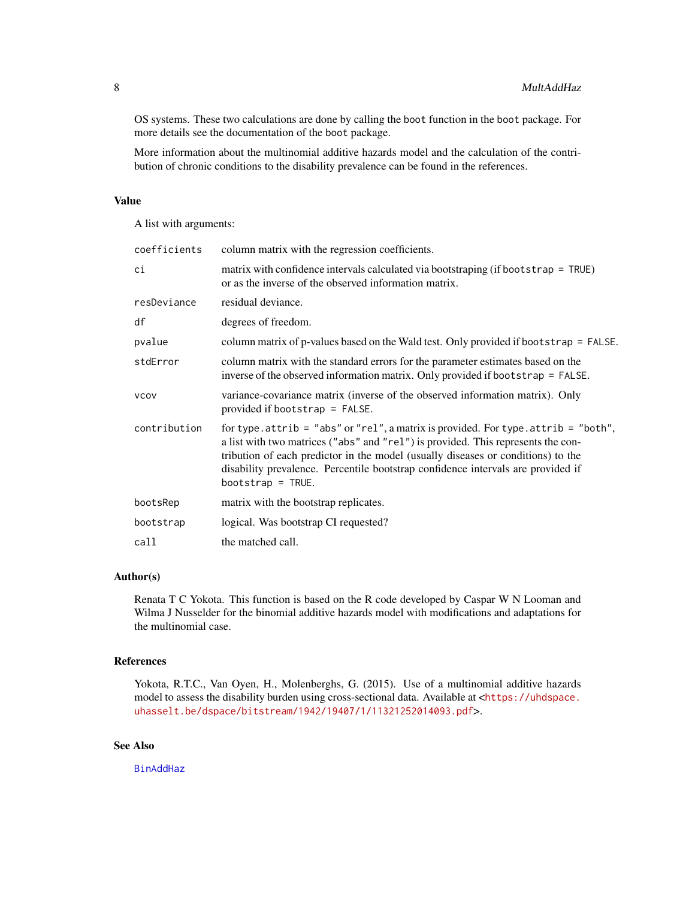OS systems. These two calculations are done by calling the `boot` function in the `boot` package. For more details see the documentation of the `boot` package.

More information about the multinomial additive hazards model and the calculation of the contribution of chronic conditions to the disability prevalence can be found in the references.

## Value

A list with arguments:

| | |
|---|---|
| `coefficients` | column matrix with the regression coefficients. |
| `ci` | matrix with confidence intervals calculated via bootstraping (if `bootstrap = TRUE`) or as the inverse of the observed information matrix. |
| `resDeviance` | residual deviance. |
| `df` | degrees of freedom. |
| `pvalue` | column matrix of p-values based on the Wald test. Only provided if `bootstrap = FALSE`. |
| `stdError` | column matrix with the standard errors for the parameter estimates based on the inverse of the observed information matrix. Only provided if `bootstrap = FALSE`. |
| `vcov` | variance-covariance matrix (inverse of the observed information matrix). Only provided if `bootstrap = FALSE`. |
| `contribution` | for `type.attrib = "abs"` or `"rel"`, a matrix is provided. For `type.attrib = "both"`, a list with two matrices (`"abs"` and `"rel"`) is provided. This represents the contribution of each predictor in the model (usually diseases or conditions) to the disability prevalence. Percentile bootstrap confidence intervals are provided if `bootstrap = TRUE`. |
| `bootsRep` | matrix with the bootstrap replicates. |
| `bootstrap` | logical. Was bootstrap CI requested? |
| `call` | the matched call. |

## Author(s)

Renata T C Yokota. This function is based on the R code developed by Caspar W N Looman and Wilma J Nusselder for the binomial additive hazards model with modifications and adaptations for the multinomial case.

## References

Yokota, R.T.C., Van Oyen, H., Molenberghs, G. (2015). Use of a multinomial additive hazards model to assess the disability burden using cross-sectional data. Available at <https://uhdspace.uhasselt.be/dspace/bitstream/1942/19407/1/11321252014093.pdf>.

## See Also

BinAddHaz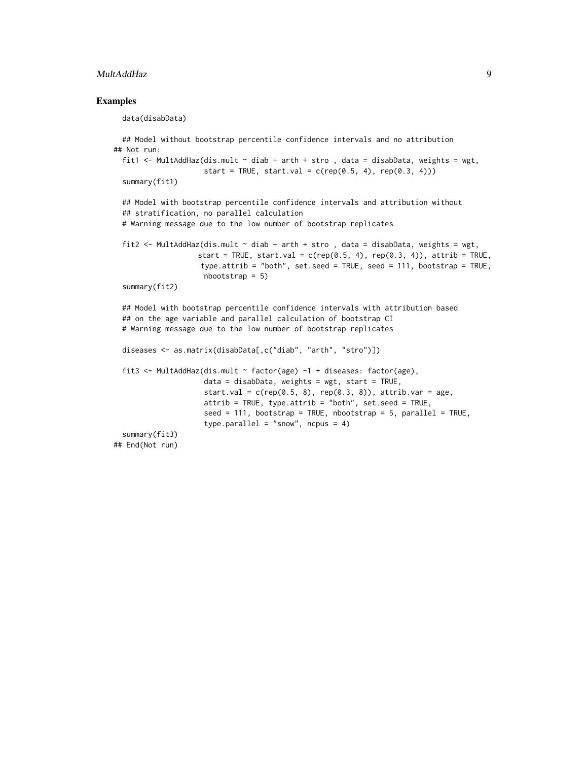### Examples

```
data(disabData)

## Model without bootstrap percentile confidence intervals and no attribution
## Not run:
fit1 <- MultAddHaz(dis.mult ~ diab + arth + stro , data = disabData, weights = wgt,
                   start = TRUE, start.val = c(rep(0.5, 4), rep(0.3, 4)))
summary(fit1)

## Model with bootstrap percentile confidence intervals and attribution without
## stratification, no parallel calculation
# Warning message due to the low number of bootstrap replicates

fit2 <- MultAddHaz(dis.mult ~ diab + arth + stro , data = disabData, weights = wgt,
                  start = TRUE, start.val = c(rep(0.5, 4), rep(0.3, 4)), attrib = TRUE,
                   type.attrib = "both", set.seed = TRUE, seed = 111, bootstrap = TRUE,
                   nbootstrap = 5)
summary(fit2)

## Model with bootstrap percentile confidence intervals with attribution based
## on the age variable and parallel calculation of bootstrap CI
# Warning message due to the low number of bootstrap replicates

diseases <- as.matrix(disabData[,c("diab", "arth", "stro")])

fit3 <- MultAddHaz(dis.mult ~ factor(age) -1 + diseases: factor(age),
                   data = disabData, weights = wgt, start = TRUE,
                   start.val = c(rep(0.5, 8), rep(0.3, 8)), attrib.var = age,
                   attrib = TRUE, type.attrib = "both", set.seed = TRUE,
                   seed = 111, bootstrap = TRUE, nbootstrap = 5, parallel = TRUE,
                   type.parallel = "snow", ncpus = 4)
summary(fit3)
## End(Not run)
```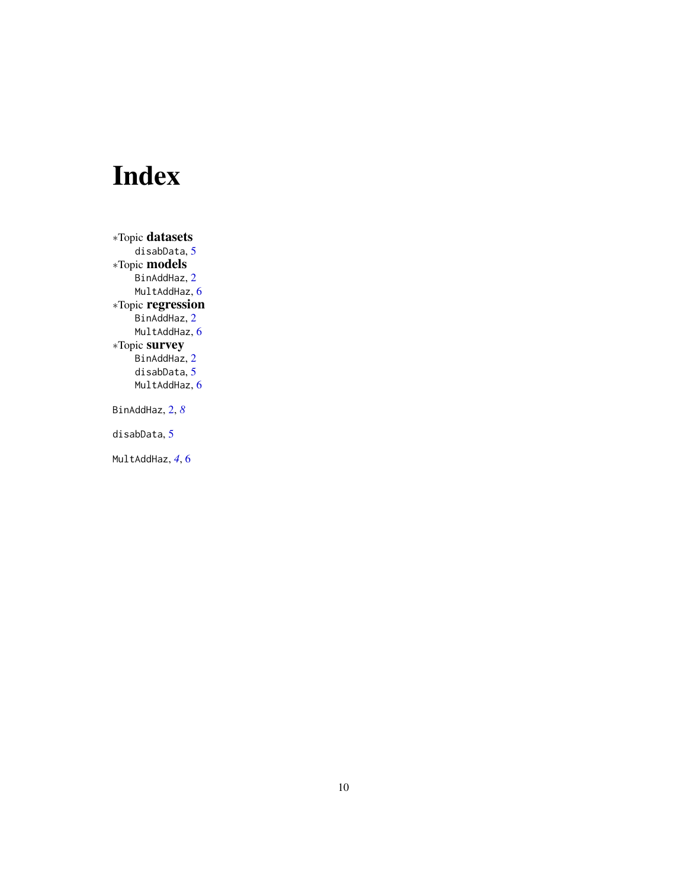# Index

∗Topic **datasets**
- disabData, 5

∗Topic **models**
- BinAddHaz, 2
- MultAddHaz, 6

∗Topic **regression**
- BinAddHaz, 2
- MultAddHaz, 6

∗Topic **survey**
- BinAddHaz, 2
- disabData, 5
- MultAddHaz, 6

BinAddHaz, 2, *8*

disabData, 5

MultAddHaz, *4*, 6